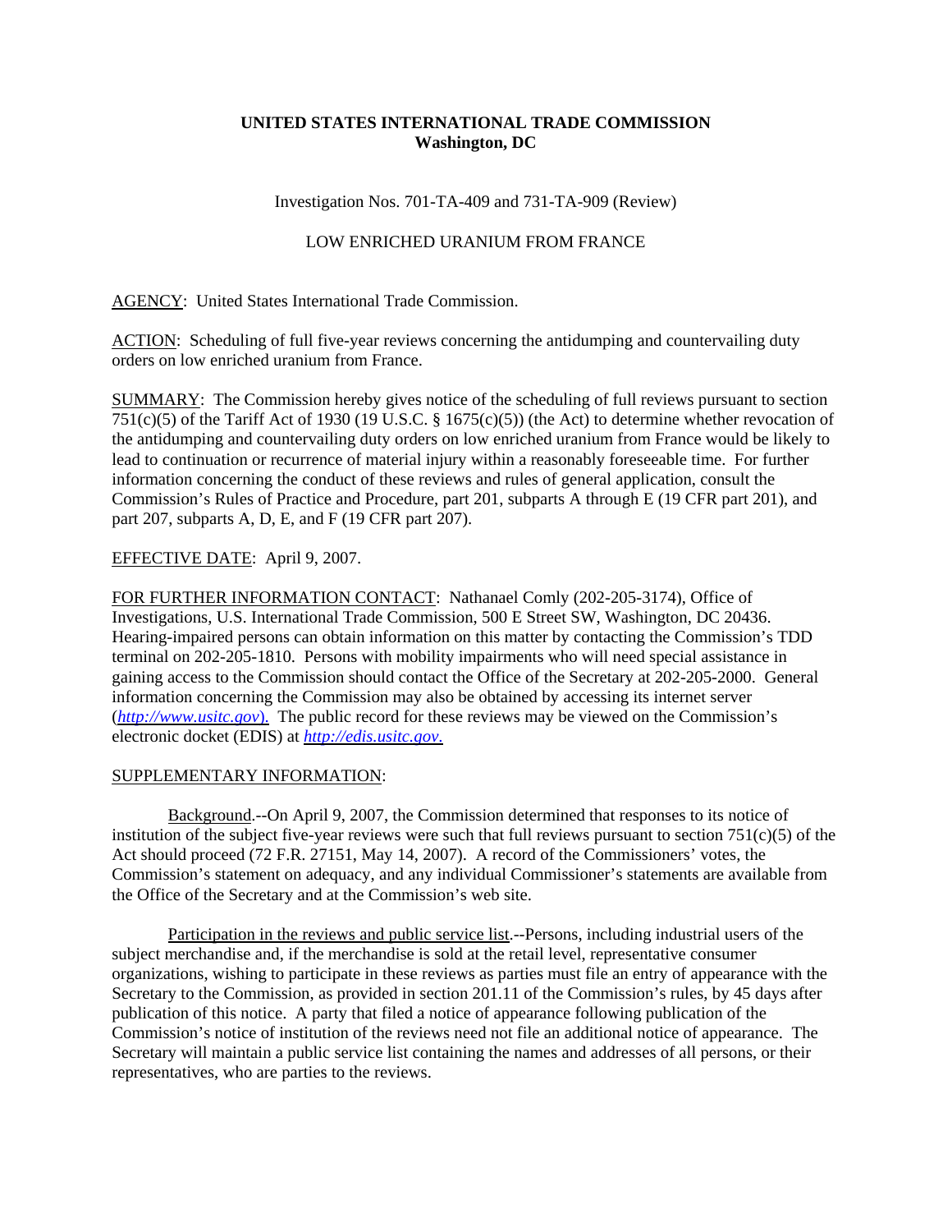**UNITED STATES INTERNATIONAL TRADE COMMISSION**
**Washington, DC**

Investigation Nos. 701-TA-409 and 731-TA-909 (Review)

LOW ENRICHED URANIUM FROM FRANCE

AGENCY: United States International Trade Commission.

ACTION: Scheduling of full five-year reviews concerning the antidumping and countervailing duty orders on low enriched uranium from France.

SUMMARY: The Commission hereby gives notice of the scheduling of full reviews pursuant to section 751(c)(5) of the Tariff Act of 1930 (19 U.S.C. § 1675(c)(5)) (the Act) to determine whether revocation of the antidumping and countervailing duty orders on low enriched uranium from France would be likely to lead to continuation or recurrence of material injury within a reasonably foreseeable time. For further information concerning the conduct of these reviews and rules of general application, consult the Commission's Rules of Practice and Procedure, part 201, subparts A through E (19 CFR part 201), and part 207, subparts A, D, E, and F (19 CFR part 207).

EFFECTIVE DATE: April 9, 2007.

FOR FURTHER INFORMATION CONTACT: Nathanael Comly (202-205-3174), Office of Investigations, U.S. International Trade Commission, 500 E Street SW, Washington, DC 20436. Hearing-impaired persons can obtain information on this matter by contacting the Commission's TDD terminal on 202-205-1810. Persons with mobility impairments who will need special assistance in gaining access to the Commission should contact the Office of the Secretary at 202-205-2000. General information concerning the Commission may also be obtained by accessing its internet server (*http://www.usitc.gov*). The public record for these reviews may be viewed on the Commission's electronic docket (EDIS) at *http://edis.usitc.gov.*

SUPPLEMENTARY INFORMATION:

Background.--On April 9, 2007, the Commission determined that responses to its notice of institution of the subject five-year reviews were such that full reviews pursuant to section 751(c)(5) of the Act should proceed (72 F.R. 27151, May 14, 2007). A record of the Commissioners' votes, the Commission's statement on adequacy, and any individual Commissioner's statements are available from the Office of the Secretary and at the Commission's web site.

Participation in the reviews and public service list.--Persons, including industrial users of the subject merchandise and, if the merchandise is sold at the retail level, representative consumer organizations, wishing to participate in these reviews as parties must file an entry of appearance with the Secretary to the Commission, as provided in section 201.11 of the Commission's rules, by 45 days after publication of this notice. A party that filed a notice of appearance following publication of the Commission's notice of institution of the reviews need not file an additional notice of appearance. The Secretary will maintain a public service list containing the names and addresses of all persons, or their representatives, who are parties to the reviews.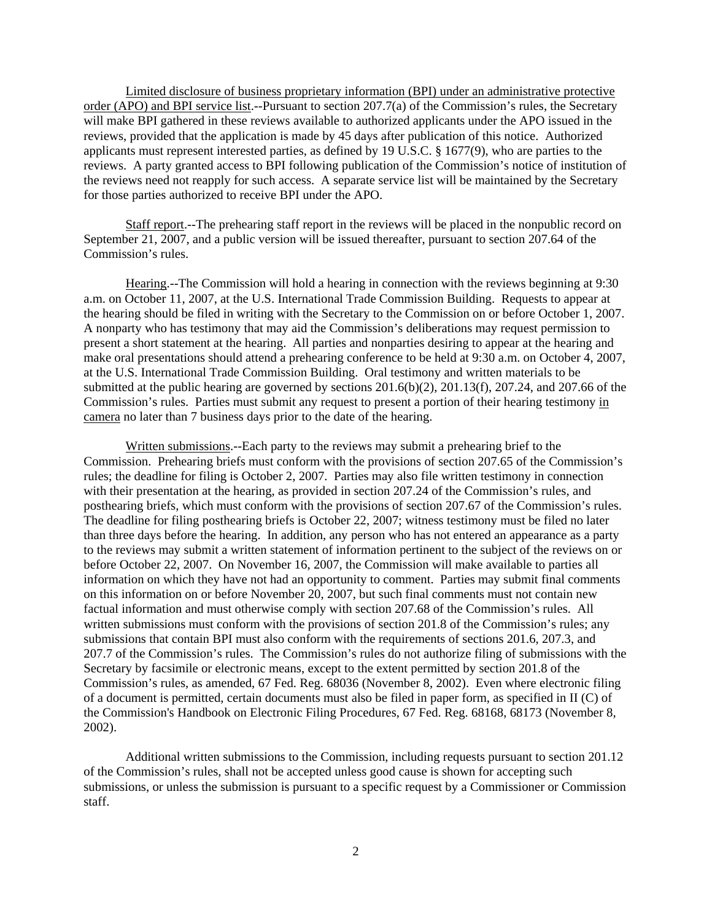Limited disclosure of business proprietary information (BPI) under an administrative protective order (APO) and BPI service list.--Pursuant to section 207.7(a) of the Commission's rules, the Secretary will make BPI gathered in these reviews available to authorized applicants under the APO issued in the reviews, provided that the application is made by 45 days after publication of this notice. Authorized applicants must represent interested parties, as defined by 19 U.S.C. § 1677(9), who are parties to the reviews. A party granted access to BPI following publication of the Commission's notice of institution of the reviews need not reapply for such access. A separate service list will be maintained by the Secretary for those parties authorized to receive BPI under the APO.

Staff report.--The prehearing staff report in the reviews will be placed in the nonpublic record on September 21, 2007, and a public version will be issued thereafter, pursuant to section 207.64 of the Commission's rules.

Hearing.--The Commission will hold a hearing in connection with the reviews beginning at 9:30 a.m. on October 11, 2007, at the U.S. International Trade Commission Building. Requests to appear at the hearing should be filed in writing with the Secretary to the Commission on or before October 1, 2007. A nonparty who has testimony that may aid the Commission's deliberations may request permission to present a short statement at the hearing. All parties and nonparties desiring to appear at the hearing and make oral presentations should attend a prehearing conference to be held at 9:30 a.m. on October 4, 2007, at the U.S. International Trade Commission Building. Oral testimony and written materials to be submitted at the public hearing are governed by sections 201.6(b)(2), 201.13(f), 207.24, and 207.66 of the Commission's rules. Parties must submit any request to present a portion of their hearing testimony in camera no later than 7 business days prior to the date of the hearing.

Written submissions.--Each party to the reviews may submit a prehearing brief to the Commission. Prehearing briefs must conform with the provisions of section 207.65 of the Commission's rules; the deadline for filing is October 2, 2007. Parties may also file written testimony in connection with their presentation at the hearing, as provided in section 207.24 of the Commission's rules, and posthearing briefs, which must conform with the provisions of section 207.67 of the Commission's rules. The deadline for filing posthearing briefs is October 22, 2007; witness testimony must be filed no later than three days before the hearing. In addition, any person who has not entered an appearance as a party to the reviews may submit a written statement of information pertinent to the subject of the reviews on or before October 22, 2007. On November 16, 2007, the Commission will make available to parties all information on which they have not had an opportunity to comment. Parties may submit final comments on this information on or before November 20, 2007, but such final comments must not contain new factual information and must otherwise comply with section 207.68 of the Commission's rules. All written submissions must conform with the provisions of section 201.8 of the Commission's rules; any submissions that contain BPI must also conform with the requirements of sections 201.6, 207.3, and 207.7 of the Commission's rules. The Commission's rules do not authorize filing of submissions with the Secretary by facsimile or electronic means, except to the extent permitted by section 201.8 of the Commission's rules, as amended, 67 Fed. Reg. 68036 (November 8, 2002). Even where electronic filing of a document is permitted, certain documents must also be filed in paper form, as specified in II (C) of the Commission's Handbook on Electronic Filing Procedures, 67 Fed. Reg. 68168, 68173 (November 8, 2002).

Additional written submissions to the Commission, including requests pursuant to section 201.12 of the Commission's rules, shall not be accepted unless good cause is shown for accepting such submissions, or unless the submission is pursuant to a specific request by a Commissioner or Commission staff.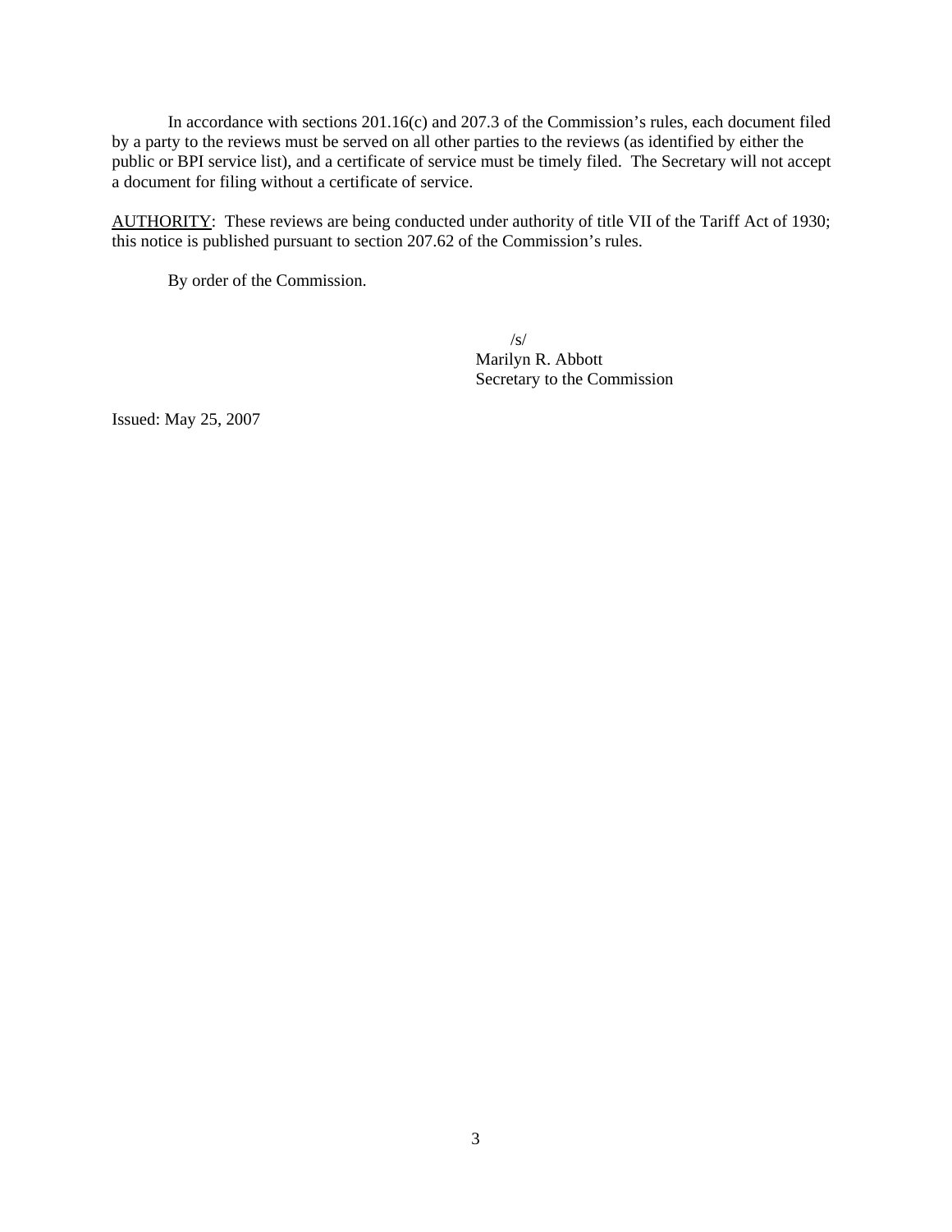In accordance with sections 201.16(c) and 207.3 of the Commission's rules, each document filed by a party to the reviews must be served on all other parties to the reviews (as identified by either the public or BPI service list), and a certificate of service must be timely filed. The Secretary will not accept a document for filing without a certificate of service.

<u>AUTHORITY</u>: These reviews are being conducted under authority of title VII of the Tariff Act of 1930; this notice is published pursuant to section 207.62 of the Commission's rules.

By order of the Commission.

/s/
Marilyn R. Abbott
Secretary to the Commission

Issued: May 25, 2007